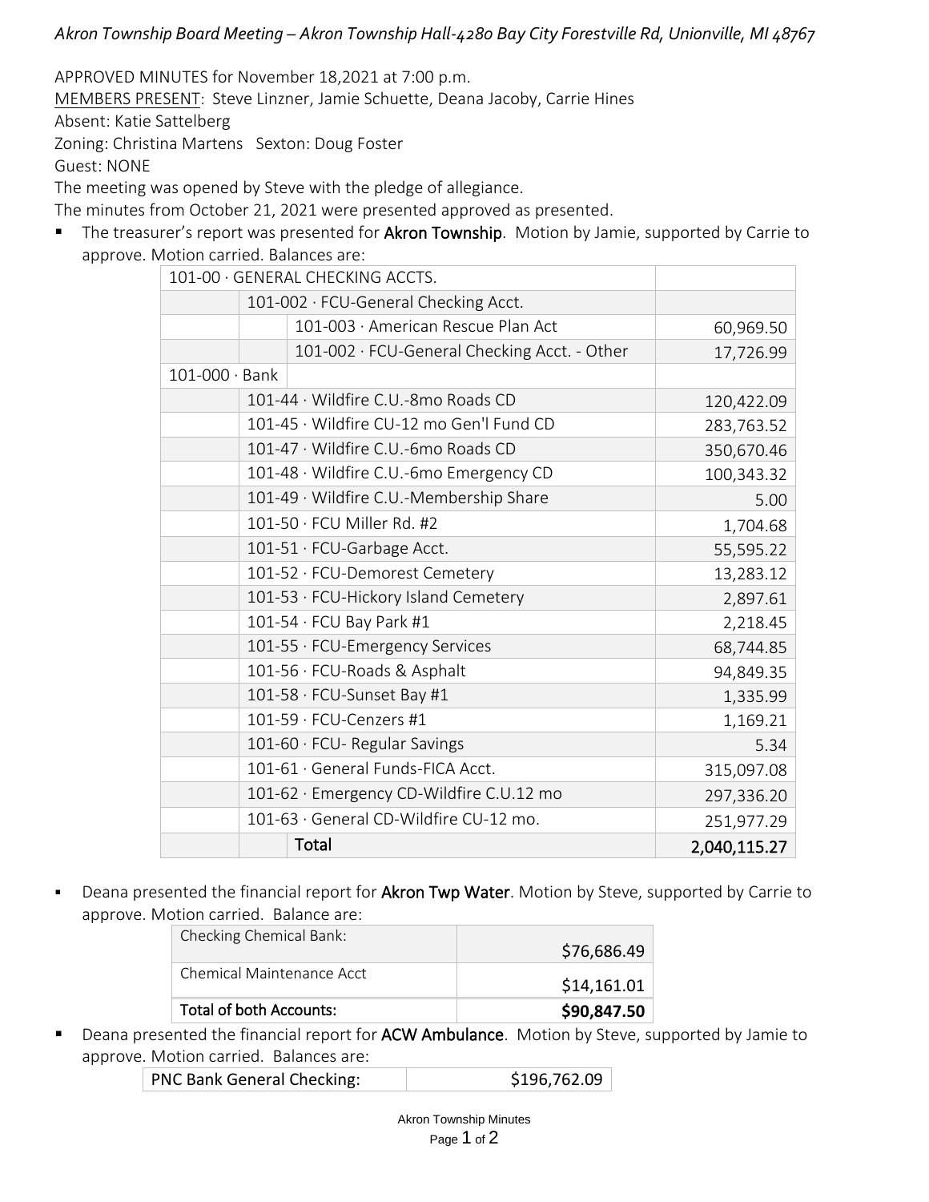*Akron Township Board Meeting – Akron Township Hall-4280 Bay City Forestville Rd, Unionville, MI 48767*

APPROVED MINUTES for November 18,2021 at 7:00 p.m.

MEMBERS PRESENT: Steve Linzner, Jamie Schuette, Deana Jacoby, Carrie Hines

Absent: Katie Sattelberg

Zoning: Christina Martens Sexton: Doug Foster

Guest: NONE

The meeting was opened by Steve with the pledge of allegiance.

The minutes from October 21, 2021 were presented approved as presented.

- The treasurer's report was presented for **Akron Township**. Motion by Jamie, supported by Carrie to approve. Motion carried. Balances are:

| | | | |
|---|---|---|---|
| 101-00 · GENERAL CHECKING ACCTS. | | | |
| | 101-002 · FCU-General Checking Acct. | | |
| | | 101-003 · American Rescue Plan Act | 60,969.50 |
| | | 101-002 · FCU-General Checking Acct. - Other | 17,726.99 |
| 101-000 · Bank | | | |
| | 101-44 · Wildfire C.U.-8mo Roads CD | | 120,422.09 |
| | 101-45 · Wildfire CU-12 mo Gen'l Fund CD | | 283,763.52 |
| | 101-47 · Wildfire C.U.-6mo Roads CD | | 350,670.46 |
| | 101-48 · Wildfire C.U.-6mo Emergency CD | | 100,343.32 |
| | 101-49 · Wildfire C.U.-Membership Share | | 5.00 |
| | 101-50 · FCU Miller Rd. #2 | | 1,704.68 |
| | 101-51 · FCU-Garbage Acct. | | 55,595.22 |
| | 101-52 · FCU-Demorest Cemetery | | 13,283.12 |
| | 101-53 · FCU-Hickory Island Cemetery | | 2,897.61 |
| | 101-54 · FCU Bay Park #1 | | 2,218.45 |
| | 101-55 · FCU-Emergency Services | | 68,744.85 |
| | 101-56 · FCU-Roads & Asphalt | | 94,849.35 |
| | 101-58 · FCU-Sunset Bay #1 | | 1,335.99 |
| | 101-59 · FCU-Cenzers #1 | | 1,169.21 |
| | 101-60 · FCU- Regular Savings | | 5.34 |
| | 101-61 · General Funds-FICA Acct. | | 315,097.08 |
| | 101-62 · Emergency CD-Wildfire C.U.12 mo | | 297,336.20 |
| | 101-63 · General CD-Wildfire CU-12 mo. | | 251,977.29 |
| | | **Total** | **2,040,115.27** |

- Deana presented the financial report for **Akron Twp Water**. Motion by Steve, supported by Carrie to approve. Motion carried. Balance are:

| | |
|---|---|
| Checking Chemical Bank: | $76,686.49 |
| Chemical Maintenance Acct | $14,161.01 |
| **Total of both Accounts:** | **$90,847.50** |

- Deana presented the financial report for **ACW Ambulance**. Motion by Steve, supported by Jamie to approve. Motion carried. Balances are:

| | |
|---|---|
| PNC Bank General Checking: | $196,762.09 |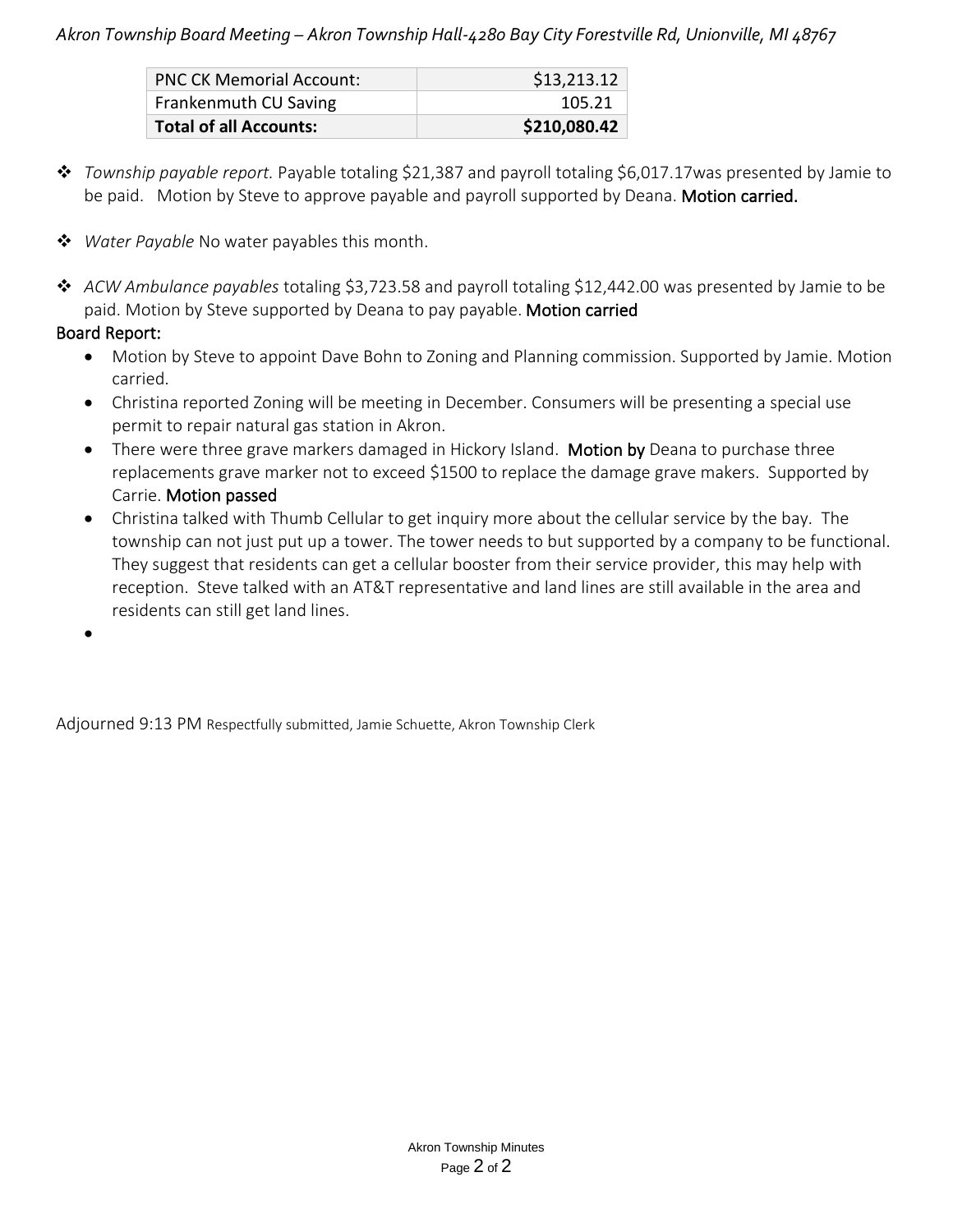| | |
|---|---|
| PNC CK Memorial Account: | $13,213.12 |
| Frankenmuth CU Saving | 105.21 |
| **Total of all Accounts:** | **$210,080.42** |

- *Township payable report.* Payable totaling $21,387 and payroll totaling $6,017.17was presented by Jamie to be paid. Motion by Steve to approve payable and payroll supported by Deana. **Motion carried.**

- *Water Payable* No water payables this month.

- *ACW Ambulance payables* totaling $3,723.58 and payroll totaling $12,442.00 was presented by Jamie to be paid. Motion by Steve supported by Deana to pay payable. **Motion carried**

**Board Report:**

- Motion by Steve to appoint Dave Bohn to Zoning and Planning commission. Supported by Jamie. Motion carried.
- Christina reported Zoning will be meeting in December. Consumers will be presenting a special use permit to repair natural gas station in Akron.
- There were three grave markers damaged in Hickory Island. **Motion by** Deana to purchase three replacements grave marker not to exceed $1500 to replace the damage grave makers. Supported by Carrie. **Motion passed**
- Christina talked with Thumb Cellular to get inquiry more about the cellular service by the bay. The township can not just put up a tower. The tower needs to but supported by a company to be functional. They suggest that residents can get a cellular booster from their service provider, this may help with reception. Steve talked with an AT&T representative and land lines are still available in the area and residents can still get land lines.

Adjourned 9:13 PM Respectfully submitted, Jamie Schuette, Akron Township Clerk